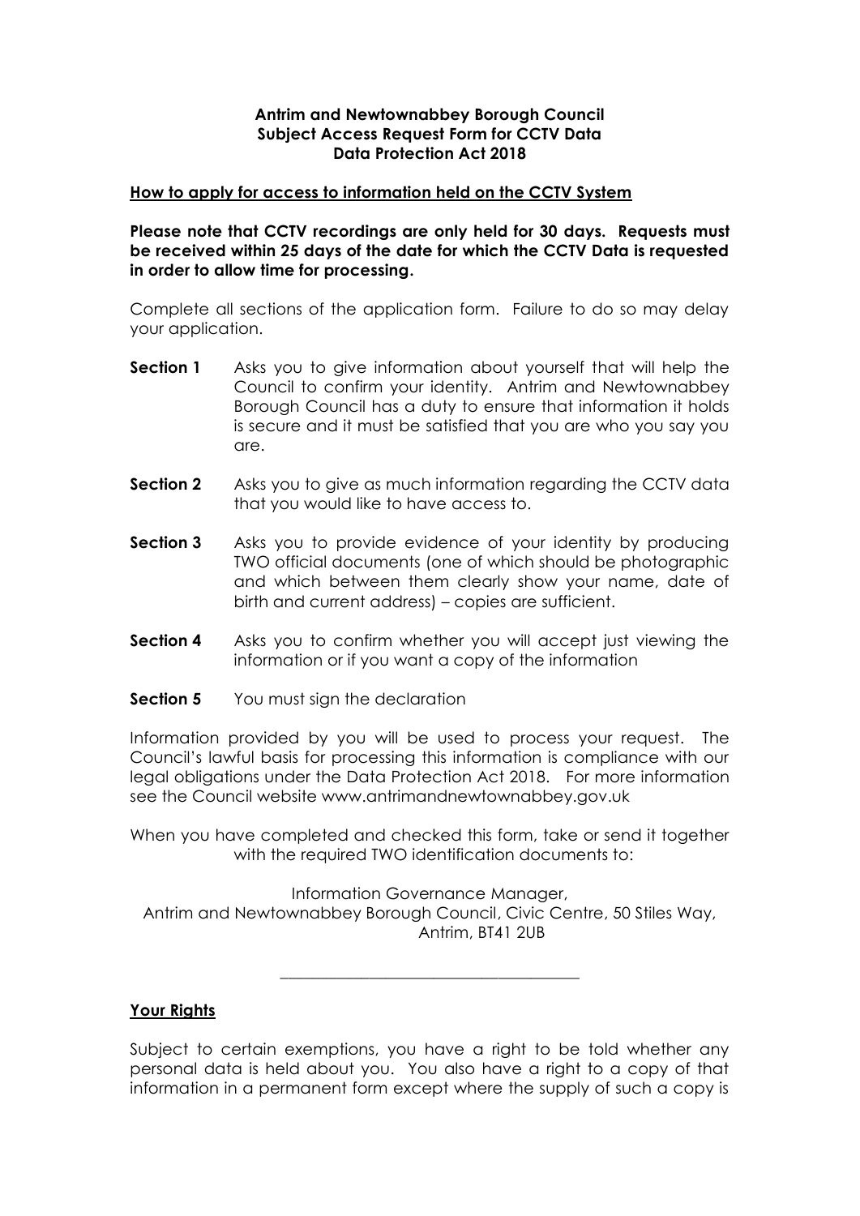**Antrim and Newtownabbey Borough Council**
**Subject Access Request Form for CCTV Data**
**Data Protection Act 2018**

**How to apply for access to information held on the CCTV System**

**Please note that CCTV recordings are only held for 30 days. Requests must be received within 25 days of the date for which the CCTV Data is requested in order to allow time for processing.**

Complete all sections of the application form. Failure to do so may delay your application.

**Section 1** Asks you to give information about yourself that will help the Council to confirm your identity. Antrim and Newtownabbey Borough Council has a duty to ensure that information it holds is secure and it must be satisfied that you are who you say you are.

**Section 2** Asks you to give as much information regarding the CCTV data that you would like to have access to.

**Section 3** Asks you to provide evidence of your identity by producing TWO official documents (one of which should be photographic and which between them clearly show your name, date of birth and current address) – copies are sufficient.

**Section 4** Asks you to confirm whether you will accept just viewing the information or if you want a copy of the information

**Section 5** You must sign the declaration

Information provided by you will be used to process your request. The Council's lawful basis for processing this information is compliance with our legal obligations under the Data Protection Act 2018. For more information see the Council website www.antrimandnewtownabbey.gov.uk

When you have completed and checked this form, take or send it together with the required TWO identification documents to:

Information Governance Manager,
Antrim and Newtownabbey Borough Council, Civic Centre, 50 Stiles Way, Antrim, BT41 2UB

---

**Your Rights**

Subject to certain exemptions, you have a right to be told whether any personal data is held about you. You also have a right to a copy of that information in a permanent form except where the supply of such a copy is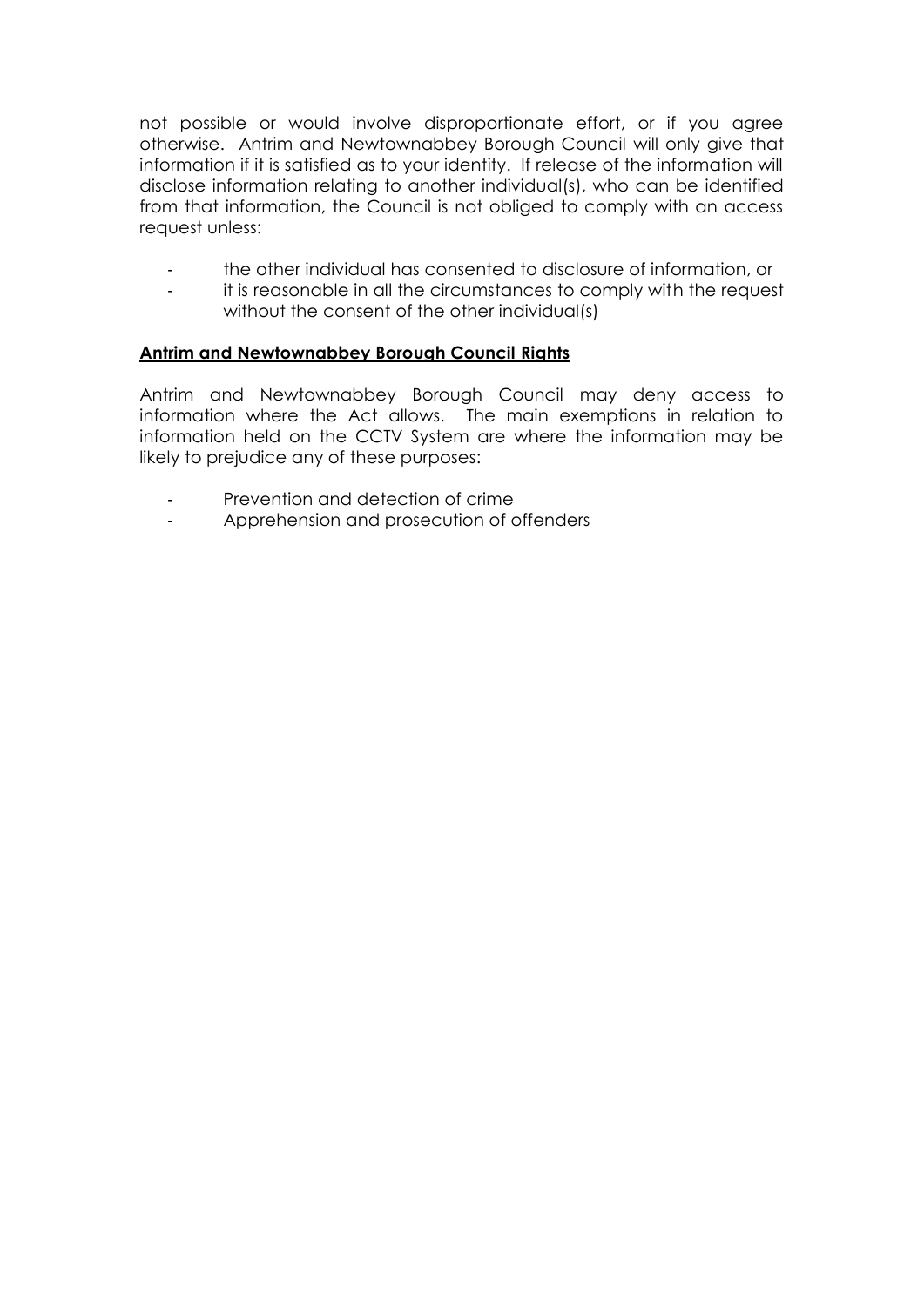not possible or would involve disproportionate effort, or if you agree otherwise. Antrim and Newtownabbey Borough Council will only give that information if it is satisfied as to your identity. If release of the information will disclose information relating to another individual(s), who can be identified from that information, the Council is not obliged to comply with an access request unless:

- the other individual has consented to disclosure of information, or
- it is reasonable in all the circumstances to comply with the request without the consent of the other individual(s)

**Antrim and Newtownabbey Borough Council Rights**

Antrim and Newtownabbey Borough Council may deny access to information where the Act allows. The main exemptions in relation to information held on the CCTV System are where the information may be likely to prejudice any of these purposes:

- Prevention and detection of crime
- Apprehension and prosecution of offenders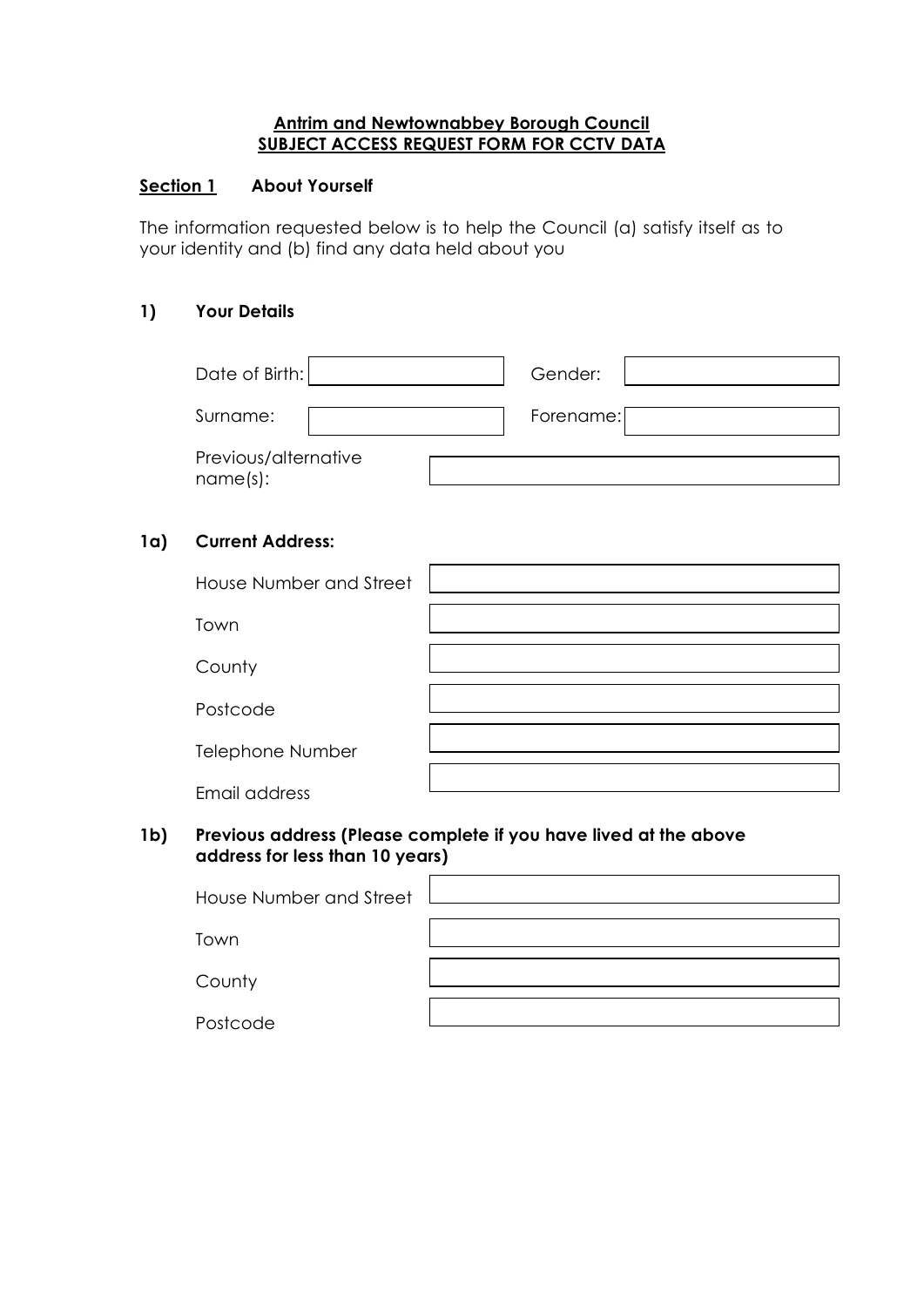**Antrim and Newtownabbey Borough Council**
**SUBJECT ACCESS REQUEST FORM FOR CCTV DATA**

## Section 1 About Yourself

The information requested below is to help the Council (a) satisfy itself as to your identity and (b) find any data held about you

### 1) Your Details

| | | | |
|---|---|---|---|
| Date of Birth: | | Gender: | |
| Surname: | | Forename: | |
| Previous/alternative name(s): | | | |

### 1a) Current Address:

| | |
|---|---|
| House Number and Street | |
| Town | |
| County | |
| Postcode | |
| Telephone Number | |
| Email address | |

### 1b) Previous address (Please complete if you have lived at the above address for less than 10 years)

| | |
|---|---|
| House Number and Street | |
| Town | |
| County | |
| Postcode | |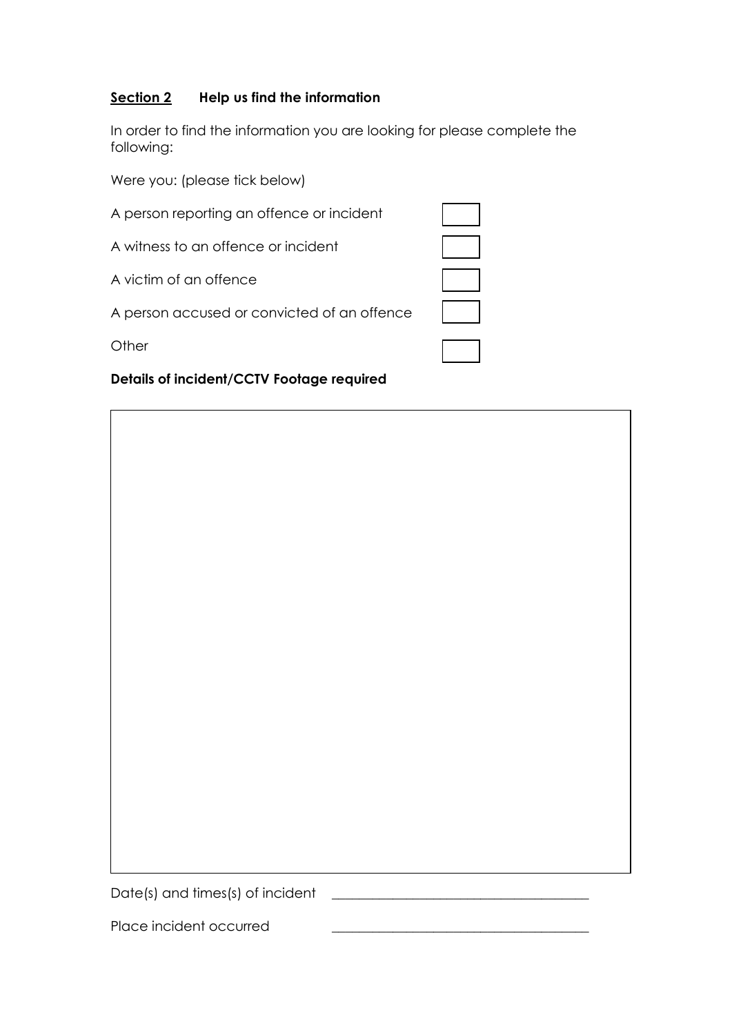## **<u>Section 2</u>** Help us find the information

In order to find the information you are looking for please complete the following:

Were you: (please tick below)

A person reporting an offence or incident ☐

A witness to an offence or incident ☐

A victim of an offence ☐

A person accused or convicted of an offence ☐

Other ☐

**Details of incident/CCTV Footage required**

|  |
| --- |
|  |

Date(s) and times(s) of incident ____________________________________

Place incident occurred ____________________________________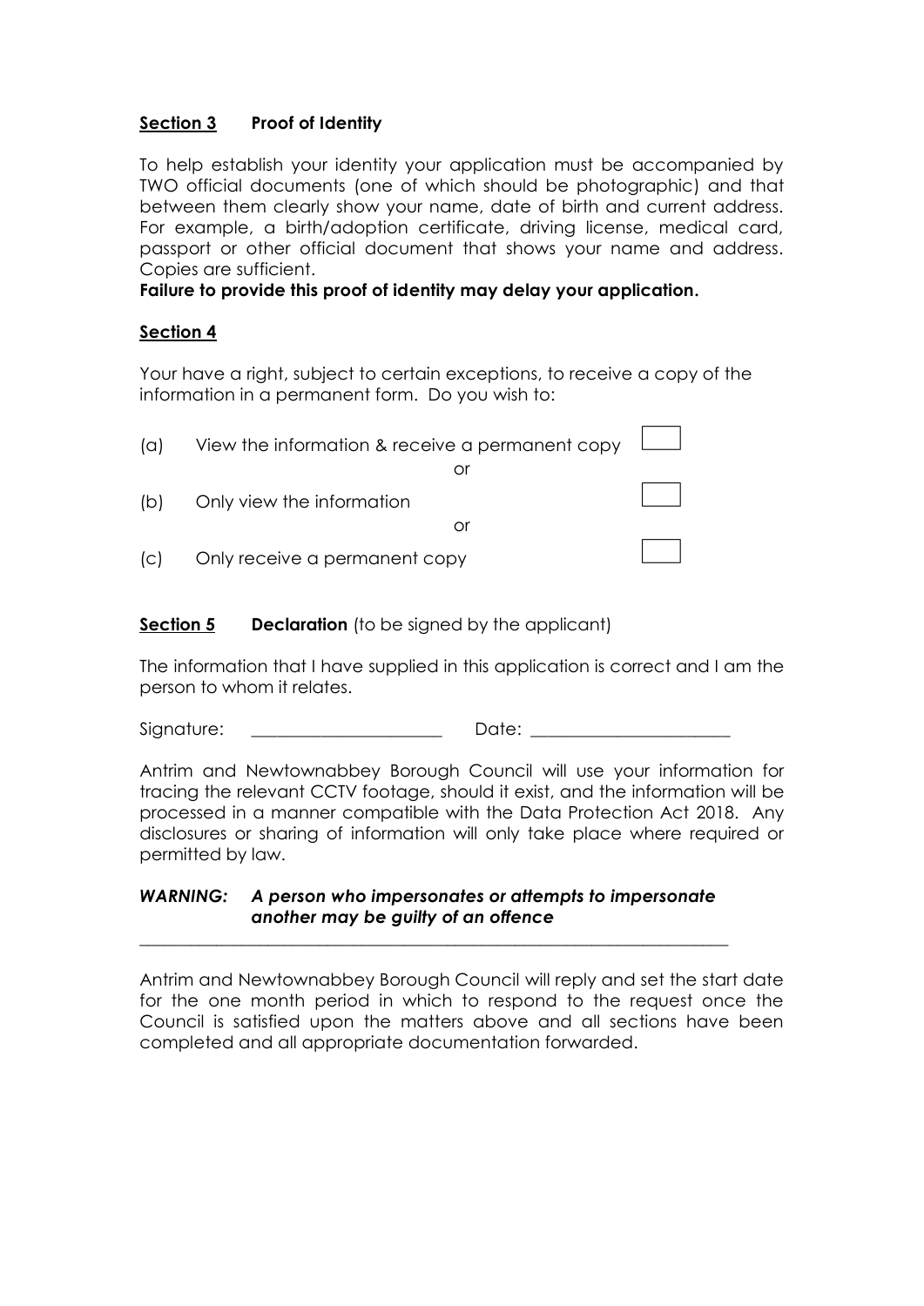## **Section 3** **Proof of Identity**

To help establish your identity your application must be accompanied by TWO official documents (one of which should be photographic) and that between them clearly show your name, date of birth and current address. For example, a birth/adoption certificate, driving license, medical card, passport or other official document that shows your name and address. Copies are sufficient.

**Failure to provide this proof of identity may delay your application.**

## **Section 4**

Your have a right, subject to certain exceptions, to receive a copy of the information in a permanent form. Do you wish to:

(a) View the information & receive a permanent copy ☐

or

(b) Only view the information ☐

or

(c) Only receive a permanent copy ☐

## **Section 5** **Declaration** (to be signed by the applicant)

The information that I have supplied in this application is correct and I am the person to whom it relates.

Signature: ______________________ Date: _______________________

Antrim and Newtownabbey Borough Council will use your information for tracing the relevant CCTV footage, should it exist, and the information will be processed in a manner compatible with the Data Protection Act 2018. Any disclosures or sharing of information will only take place where required or permitted by law.

***WARNING: A person who impersonates or attempts to impersonate another may be guilty of an offence***

---

Antrim and Newtownabbey Borough Council will reply and set the start date for the one month period in which to respond to the request once the Council is satisfied upon the matters above and all sections have been completed and all appropriate documentation forwarded.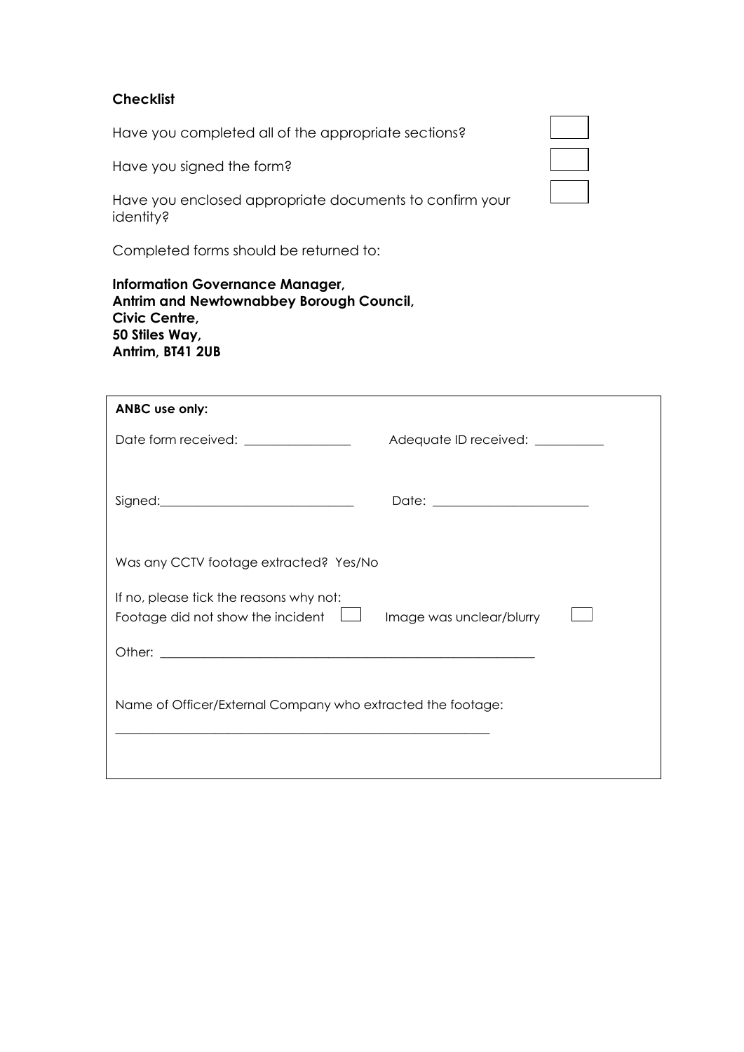**Checklist**

Have you completed all of the appropriate sections? ☐

Have you signed the form? ☐

Have you enclosed appropriate documents to confirm your identity? ☐

Completed forms should be returned to:

**Information Governance Manager,**
**Antrim and Newtownabbey Borough Council,**
**Civic Centre,**
**50 Stiles Way,**
**Antrim, BT41 2UB**

---

**ANBC use only:**

Date form received: ________________ Adequate ID received: __________

Signed:______________________________ Date: ________________________

Was any CCTV footage extracted? Yes/No

If no, please tick the reasons why not:
Footage did not show the incident ☐ Image was unclear/blurry ☐

Other: __________________________________________________________

Name of Officer/External Company who extracted the footage:

__________________________________________________________